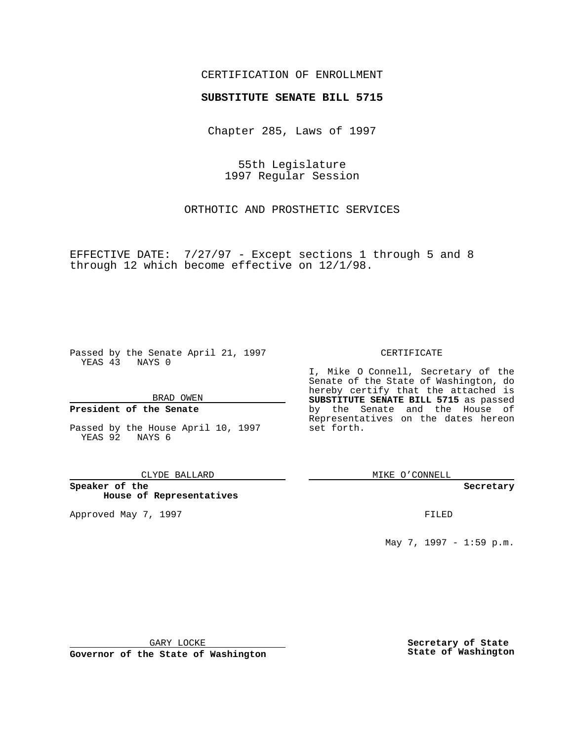CERTIFICATION OF ENROLLMENT

**SUBSTITUTE SENATE BILL 5715**

Chapter 285, Laws of 1997

55th Legislature
1997 Regular Session

ORTHOTIC AND PROSTHETIC SERVICES

EFFECTIVE DATE: 7/27/97 - Except sections 1 through 5 and 8 through 12 which become effective on 12/1/98.

Passed by the Senate April 21, 1997
YEAS 43 NAYS 0

BRAD OWEN

**President of the Senate**

Passed by the House April 10, 1997
YEAS 92 NAYS 6

CLYDE BALLARD

**Speaker of the House of Representatives**

Approved May 7, 1997

GARY LOCKE

**Governor of the State of Washington**

CERTIFICATE

I, Mike O Connell, Secretary of the Senate of the State of Washington, do hereby certify that the attached is **SUBSTITUTE SENATE BILL 5715** as passed by the Senate and the House of Representatives on the dates hereon set forth.

MIKE O'CONNELL

**Secretary**

FILED

May 7, 1997 - 1:59 p.m.

**Secretary of State**
**State of Washington**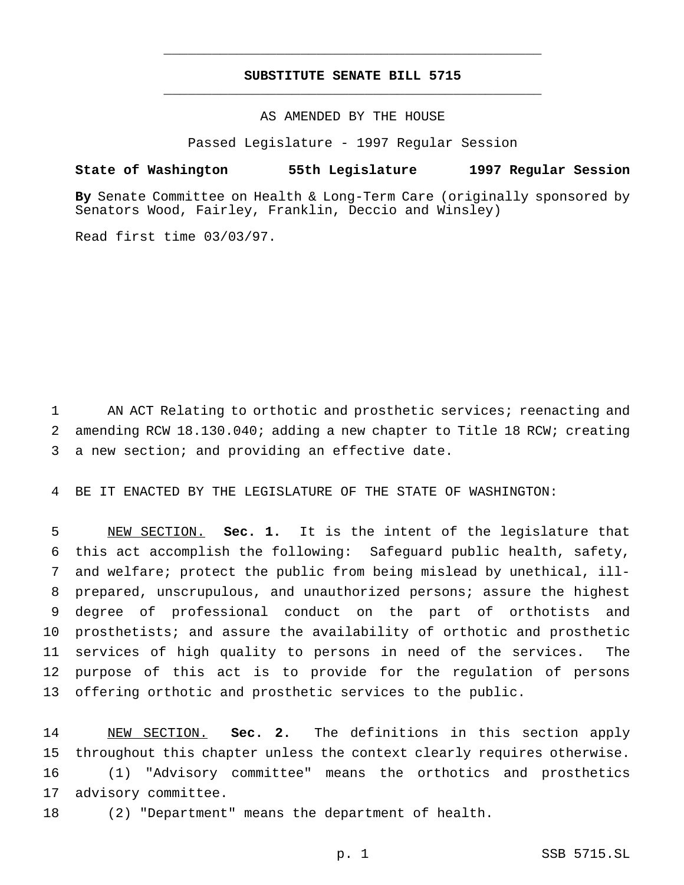# SUBSTITUTE SENATE BILL 5715

AS AMENDED BY THE HOUSE

Passed Legislature - 1997 Regular Session

**State of Washington 55th Legislature 1997 Regular Session**

**By** Senate Committee on Health & Long-Term Care (originally sponsored by Senators Wood, Fairley, Franklin, Deccio and Winsley)

Read first time 03/03/97.

AN ACT Relating to orthotic and prosthetic services; reenacting and amending RCW 18.130.040; adding a new chapter to Title 18 RCW; creating a new section; and providing an effective date.

BE IT ENACTED BY THE LEGISLATURE OF THE STATE OF WASHINGTON:

NEW SECTION. **Sec. 1.** It is the intent of the legislature that this act accomplish the following: Safeguard public health, safety, and welfare; protect the public from being mislead by unethical, ill-prepared, unscrupulous, and unauthorized persons; assure the highest degree of professional conduct on the part of orthotists and prosthetists; and assure the availability of orthotic and prosthetic services of high quality to persons in need of the services. The purpose of this act is to provide for the regulation of persons offering orthotic and prosthetic services to the public.

NEW SECTION. **Sec. 2.** The definitions in this section apply throughout this chapter unless the context clearly requires otherwise.

(1) "Advisory committee" means the orthotics and prosthetics advisory committee.

(2) "Department" means the department of health.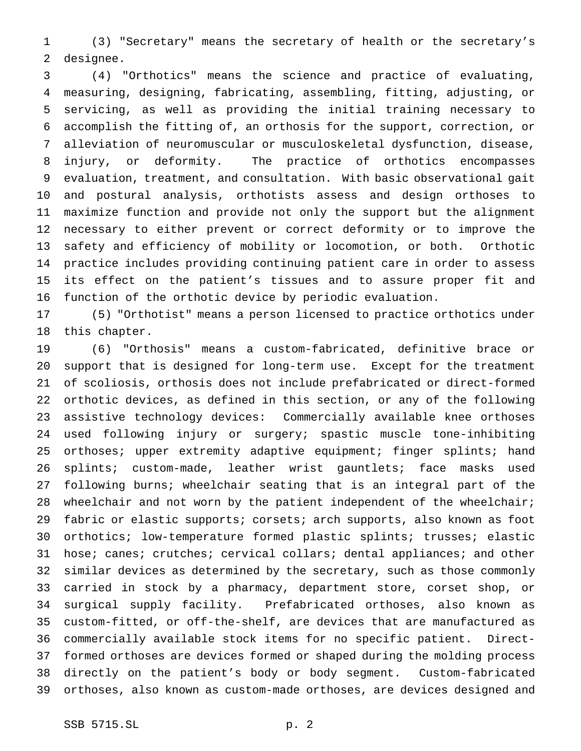(3) "Secretary" means the secretary of health or the secretary's designee.

(4) "Orthotics" means the science and practice of evaluating, measuring, designing, fabricating, assembling, fitting, adjusting, or servicing, as well as providing the initial training necessary to accomplish the fitting of, an orthosis for the support, correction, or alleviation of neuromuscular or musculoskeletal dysfunction, disease, injury, or deformity. The practice of orthotics encompasses evaluation, treatment, and consultation. With basic observational gait and postural analysis, orthotists assess and design orthoses to maximize function and provide not only the support but the alignment necessary to either prevent or correct deformity or to improve the safety and efficiency of mobility or locomotion, or both. Orthotic practice includes providing continuing patient care in order to assess its effect on the patient's tissues and to assure proper fit and function of the orthotic device by periodic evaluation.

(5) "Orthotist" means a person licensed to practice orthotics under this chapter.

(6) "Orthosis" means a custom-fabricated, definitive brace or support that is designed for long-term use. Except for the treatment of scoliosis, orthosis does not include prefabricated or direct-formed orthotic devices, as defined in this section, or any of the following assistive technology devices: Commercially available knee orthoses used following injury or surgery; spastic muscle tone-inhibiting orthoses; upper extremity adaptive equipment; finger splints; hand splints; custom-made, leather wrist gauntlets; face masks used following burns; wheelchair seating that is an integral part of the wheelchair and not worn by the patient independent of the wheelchair; fabric or elastic supports; corsets; arch supports, also known as foot orthotics; low-temperature formed plastic splints; trusses; elastic hose; canes; crutches; cervical collars; dental appliances; and other similar devices as determined by the secretary, such as those commonly carried in stock by a pharmacy, department store, corset shop, or surgical supply facility. Prefabricated orthoses, also known as custom-fitted, or off-the-shelf, are devices that are manufactured as commercially available stock items for no specific patient. Direct-formed orthoses are devices formed or shaped during the molding process directly on the patient's body or body segment. Custom-fabricated orthoses, also known as custom-made orthoses, are devices designed and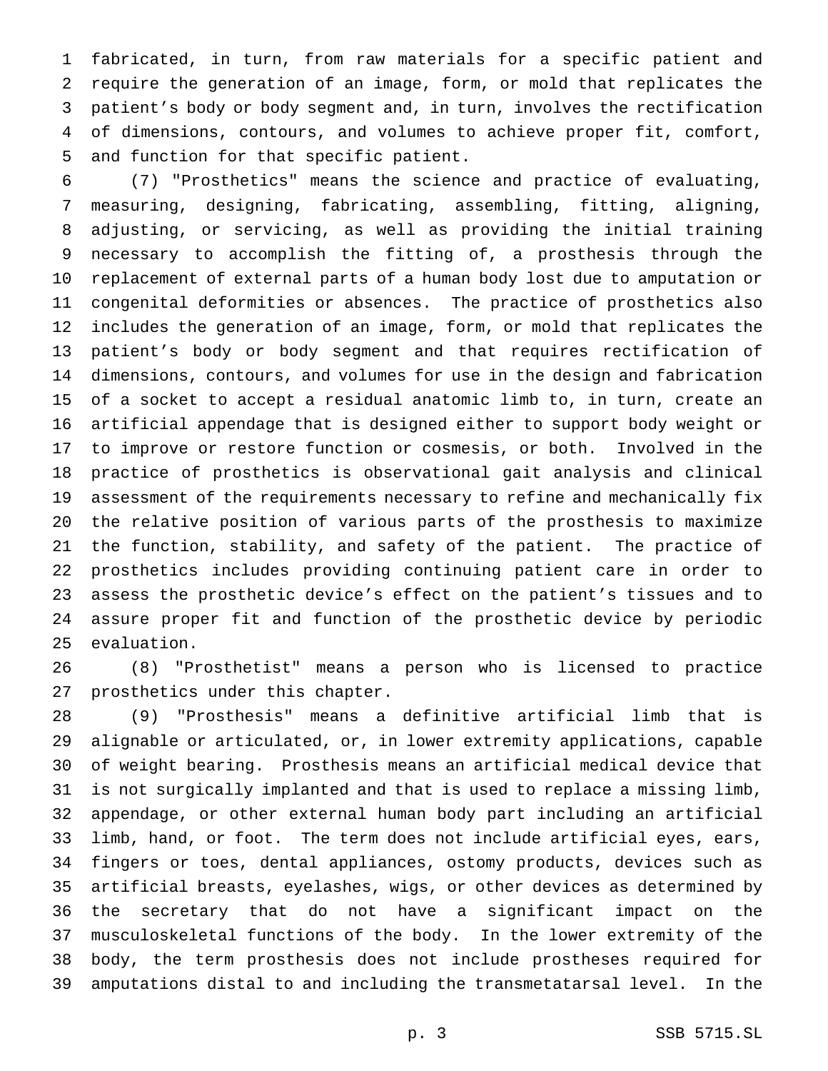fabricated, in turn, from raw materials for a specific patient and require the generation of an image, form, or mold that replicates the patient's body or body segment and, in turn, involves the rectification of dimensions, contours, and volumes to achieve proper fit, comfort, and function for that specific patient.

(7) "Prosthetics" means the science and practice of evaluating, measuring, designing, fabricating, assembling, fitting, aligning, adjusting, or servicing, as well as providing the initial training necessary to accomplish the fitting of, a prosthesis through the replacement of external parts of a human body lost due to amputation or congenital deformities or absences. The practice of prosthetics also includes the generation of an image, form, or mold that replicates the patient's body or body segment and that requires rectification of dimensions, contours, and volumes for use in the design and fabrication of a socket to accept a residual anatomic limb to, in turn, create an artificial appendage that is designed either to support body weight or to improve or restore function or cosmesis, or both. Involved in the practice of prosthetics is observational gait analysis and clinical assessment of the requirements necessary to refine and mechanically fix the relative position of various parts of the prosthesis to maximize the function, stability, and safety of the patient. The practice of prosthetics includes providing continuing patient care in order to assess the prosthetic device's effect on the patient's tissues and to assure proper fit and function of the prosthetic device by periodic evaluation.

(8) "Prosthetist" means a person who is licensed to practice prosthetics under this chapter.

(9) "Prosthesis" means a definitive artificial limb that is alignable or articulated, or, in lower extremity applications, capable of weight bearing. Prosthesis means an artificial medical device that is not surgically implanted and that is used to replace a missing limb, appendage, or other external human body part including an artificial limb, hand, or foot. The term does not include artificial eyes, ears, fingers or toes, dental appliances, ostomy products, devices such as artificial breasts, eyelashes, wigs, or other devices as determined by the secretary that do not have a significant impact on the musculoskeletal functions of the body. In the lower extremity of the body, the term prosthesis does not include prostheses required for amputations distal to and including the transmetatarsal level. In the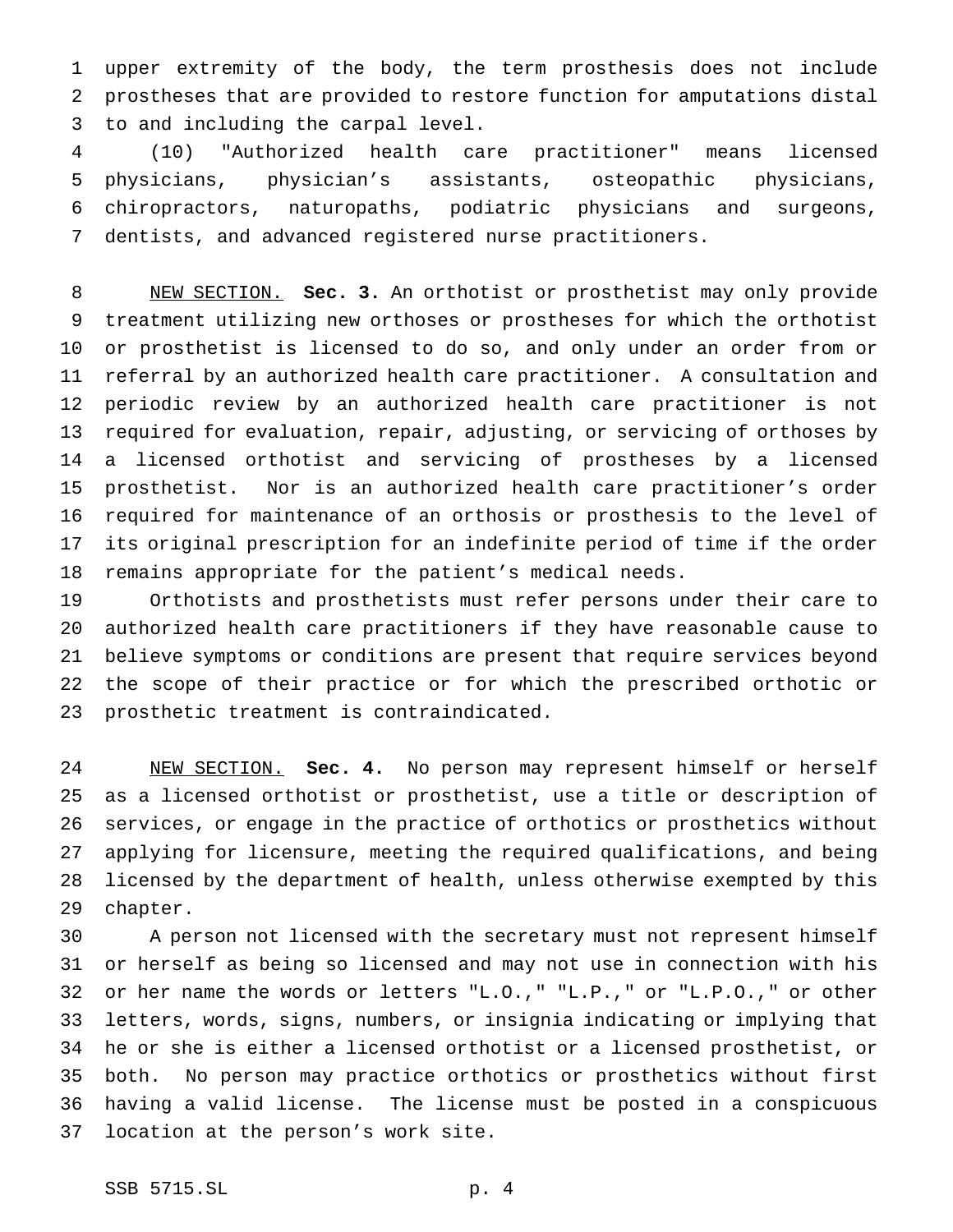upper extremity of the body, the term prosthesis does not include prostheses that are provided to restore function for amputations distal to and including the carpal level.

(10) "Authorized health care practitioner" means licensed physicians, physician's assistants, osteopathic physicians, chiropractors, naturopaths, podiatric physicians and surgeons, dentists, and advanced registered nurse practitioners.

NEW SECTION. **Sec. 3.** An orthotist or prosthetist may only provide treatment utilizing new orthoses or prostheses for which the orthotist or prosthetist is licensed to do so, and only under an order from or referral by an authorized health care practitioner. A consultation and periodic review by an authorized health care practitioner is not required for evaluation, repair, adjusting, or servicing of orthoses by a licensed orthotist and servicing of prostheses by a licensed prosthetist. Nor is an authorized health care practitioner's order required for maintenance of an orthosis or prosthesis to the level of its original prescription for an indefinite period of time if the order remains appropriate for the patient's medical needs.

Orthotists and prosthetists must refer persons under their care to authorized health care practitioners if they have reasonable cause to believe symptoms or conditions are present that require services beyond the scope of their practice or for which the prescribed orthotic or prosthetic treatment is contraindicated.

NEW SECTION. **Sec. 4.** No person may represent himself or herself as a licensed orthotist or prosthetist, use a title or description of services, or engage in the practice of orthotics or prosthetics without applying for licensure, meeting the required qualifications, and being licensed by the department of health, unless otherwise exempted by this chapter.

A person not licensed with the secretary must not represent himself or herself as being so licensed and may not use in connection with his or her name the words or letters "L.O.," "L.P.," or "L.P.O.," or other letters, words, signs, numbers, or insignia indicating or implying that he or she is either a licensed orthotist or a licensed prosthetist, or both. No person may practice orthotics or prosthetics without first having a valid license. The license must be posted in a conspicuous location at the person's work site.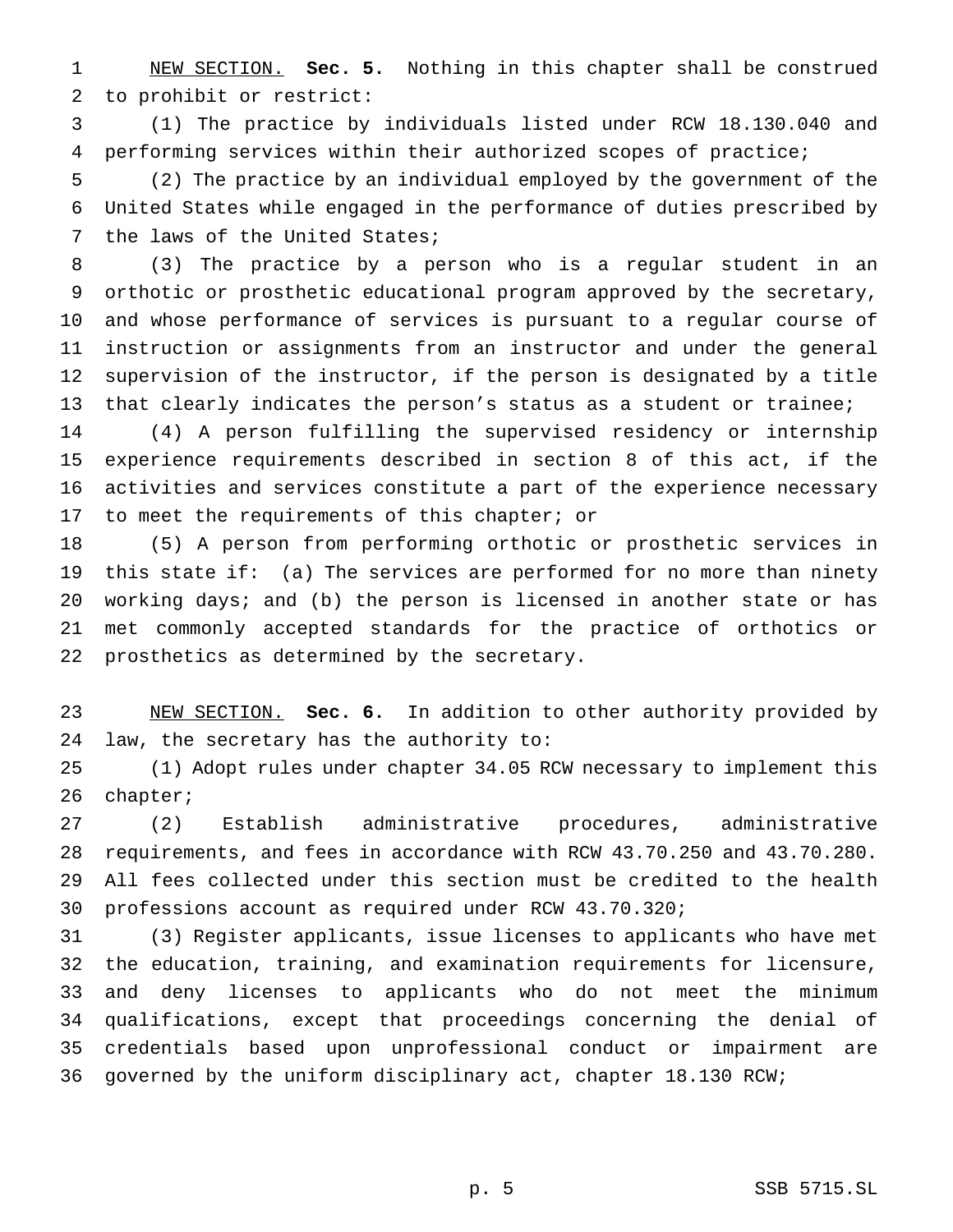NEW SECTION. **Sec. 5.** Nothing in this chapter shall be construed to prohibit or restrict:

(1) The practice by individuals listed under RCW 18.130.040 and performing services within their authorized scopes of practice;

(2) The practice by an individual employed by the government of the United States while engaged in the performance of duties prescribed by the laws of the United States;

(3) The practice by a person who is a regular student in an orthotic or prosthetic educational program approved by the secretary, and whose performance of services is pursuant to a regular course of instruction or assignments from an instructor and under the general supervision of the instructor, if the person is designated by a title that clearly indicates the person's status as a student or trainee;

(4) A person fulfilling the supervised residency or internship experience requirements described in section 8 of this act, if the activities and services constitute a part of the experience necessary to meet the requirements of this chapter; or

(5) A person from performing orthotic or prosthetic services in this state if: (a) The services are performed for no more than ninety working days; and (b) the person is licensed in another state or has met commonly accepted standards for the practice of orthotics or prosthetics as determined by the secretary.

NEW SECTION. **Sec. 6.** In addition to other authority provided by law, the secretary has the authority to:

(1) Adopt rules under chapter 34.05 RCW necessary to implement this chapter;

(2) Establish administrative procedures, administrative requirements, and fees in accordance with RCW 43.70.250 and 43.70.280. All fees collected under this section must be credited to the health professions account as required under RCW 43.70.320;

(3) Register applicants, issue licenses to applicants who have met the education, training, and examination requirements for licensure, and deny licenses to applicants who do not meet the minimum qualifications, except that proceedings concerning the denial of credentials based upon unprofessional conduct or impairment are governed by the uniform disciplinary act, chapter 18.130 RCW;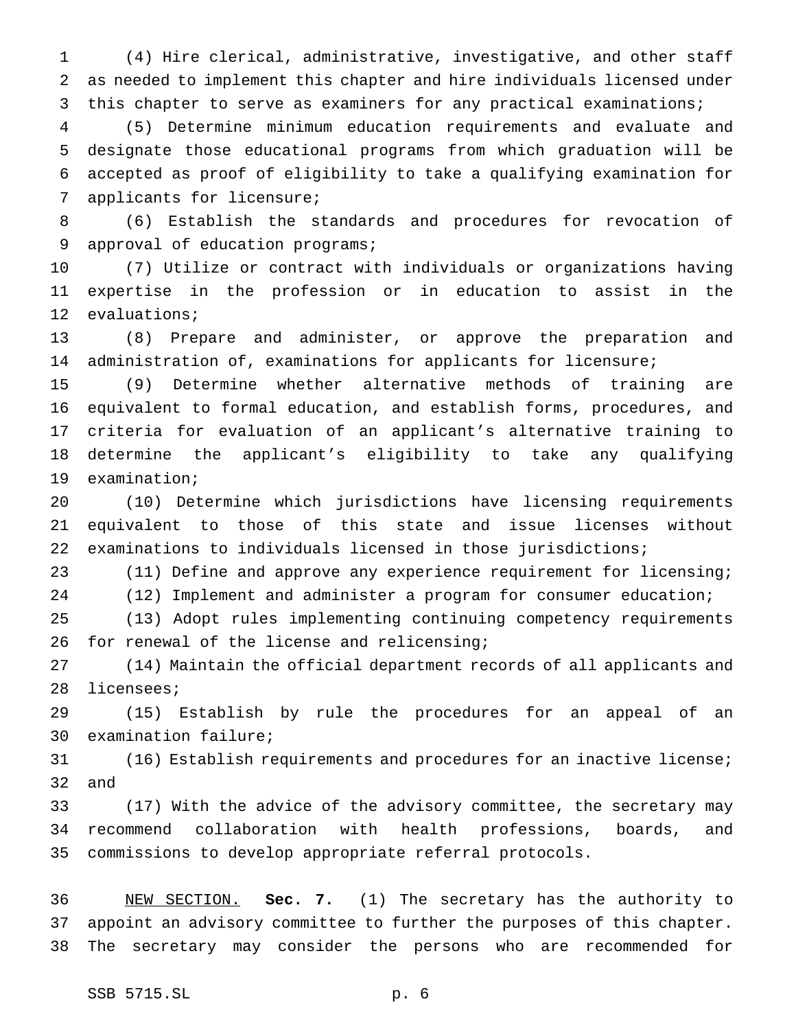(4) Hire clerical, administrative, investigative, and other staff as needed to implement this chapter and hire individuals licensed under this chapter to serve as examiners for any practical examinations;

(5) Determine minimum education requirements and evaluate and designate those educational programs from which graduation will be accepted as proof of eligibility to take a qualifying examination for applicants for licensure;

(6) Establish the standards and procedures for revocation of approval of education programs;

(7) Utilize or contract with individuals or organizations having expertise in the profession or in education to assist in the evaluations;

(8) Prepare and administer, or approve the preparation and administration of, examinations for applicants for licensure;

(9) Determine whether alternative methods of training are equivalent to formal education, and establish forms, procedures, and criteria for evaluation of an applicant's alternative training to determine the applicant's eligibility to take any qualifying examination;

(10) Determine which jurisdictions have licensing requirements equivalent to those of this state and issue licenses without examinations to individuals licensed in those jurisdictions;

(11) Define and approve any experience requirement for licensing;

(12) Implement and administer a program for consumer education;

(13) Adopt rules implementing continuing competency requirements for renewal of the license and relicensing;

(14) Maintain the official department records of all applicants and licensees;

(15) Establish by rule the procedures for an appeal of an examination failure;

(16) Establish requirements and procedures for an inactive license; and

(17) With the advice of the advisory committee, the secretary may recommend collaboration with health professions, boards, and commissions to develop appropriate referral protocols.

NEW SECTION. **Sec. 7.** (1) The secretary has the authority to appoint an advisory committee to further the purposes of this chapter. The secretary may consider the persons who are recommended for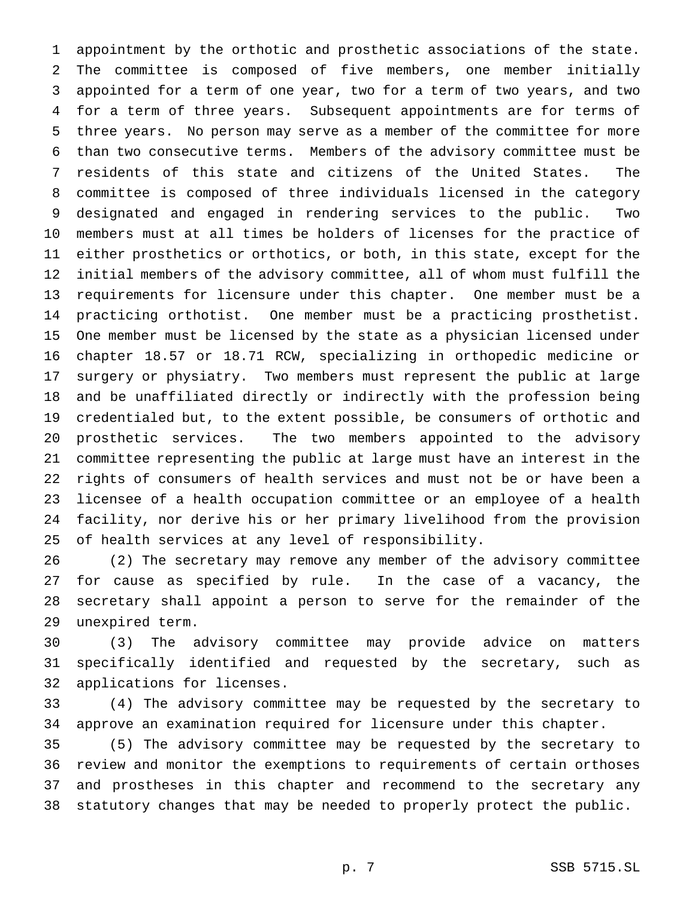appointment by the orthotic and prosthetic associations of the state. The committee is composed of five members, one member initially appointed for a term of one year, two for a term of two years, and two for a term of three years. Subsequent appointments are for terms of three years. No person may serve as a member of the committee for more than two consecutive terms. Members of the advisory committee must be residents of this state and citizens of the United States. The committee is composed of three individuals licensed in the category designated and engaged in rendering services to the public. Two members must at all times be holders of licenses for the practice of either prosthetics or orthotics, or both, in this state, except for the initial members of the advisory committee, all of whom must fulfill the requirements for licensure under this chapter. One member must be a practicing orthotist. One member must be a practicing prosthetist. One member must be licensed by the state as a physician licensed under chapter 18.57 or 18.71 RCW, specializing in orthopedic medicine or surgery or physiatry. Two members must represent the public at large and be unaffiliated directly or indirectly with the profession being credentialed but, to the extent possible, be consumers of orthotic and prosthetic services. The two members appointed to the advisory committee representing the public at large must have an interest in the rights of consumers of health services and must not be or have been a licensee of a health occupation committee or an employee of a health facility, nor derive his or her primary livelihood from the provision of health services at any level of responsibility.

(2) The secretary may remove any member of the advisory committee for cause as specified by rule. In the case of a vacancy, the secretary shall appoint a person to serve for the remainder of the unexpired term.

(3) The advisory committee may provide advice on matters specifically identified and requested by the secretary, such as applications for licenses.

(4) The advisory committee may be requested by the secretary to approve an examination required for licensure under this chapter.

(5) The advisory committee may be requested by the secretary to review and monitor the exemptions to requirements of certain orthoses and prostheses in this chapter and recommend to the secretary any statutory changes that may be needed to properly protect the public.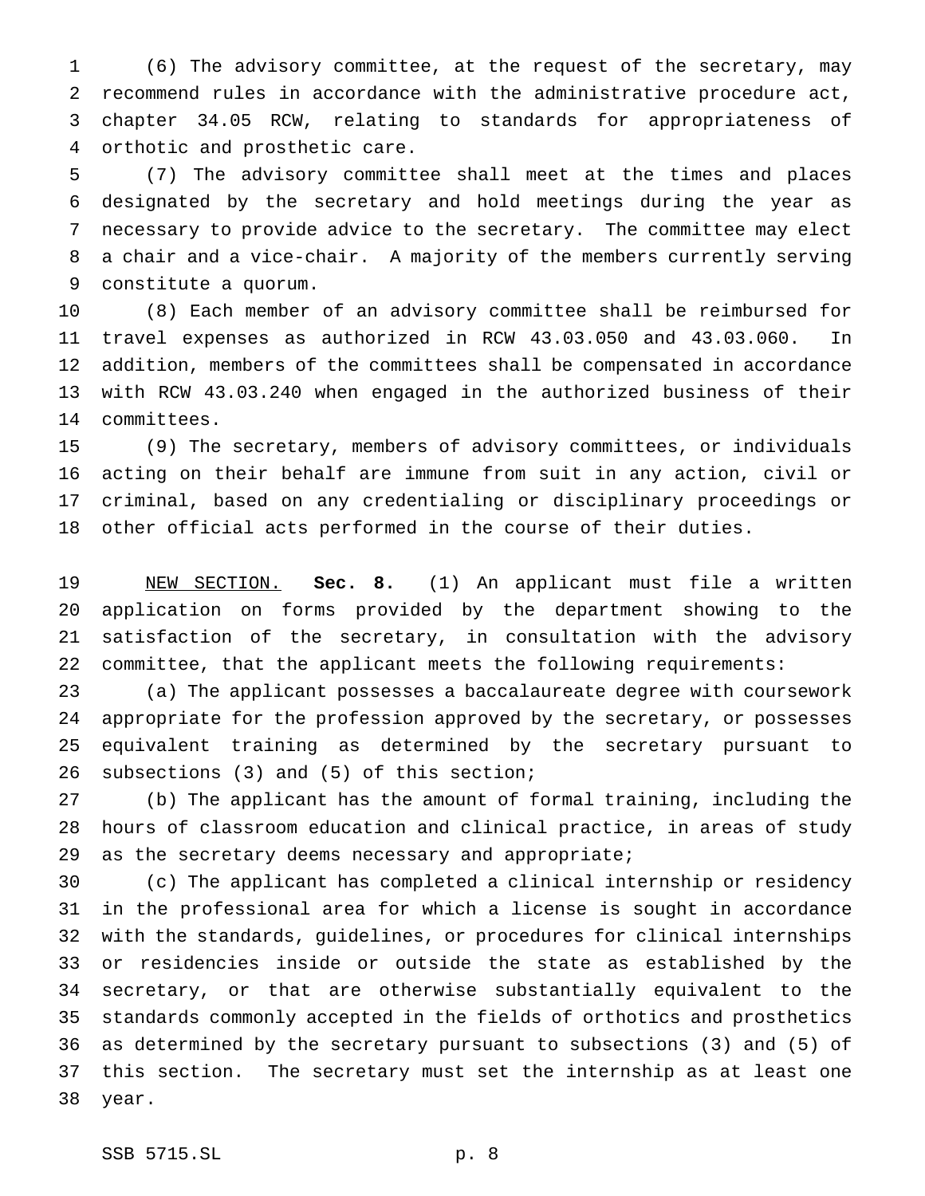(6) The advisory committee, at the request of the secretary, may recommend rules in accordance with the administrative procedure act, chapter 34.05 RCW, relating to standards for appropriateness of orthotic and prosthetic care.

(7) The advisory committee shall meet at the times and places designated by the secretary and hold meetings during the year as necessary to provide advice to the secretary. The committee may elect a chair and a vice-chair. A majority of the members currently serving constitute a quorum.

(8) Each member of an advisory committee shall be reimbursed for travel expenses as authorized in RCW 43.03.050 and 43.03.060. In addition, members of the committees shall be compensated in accordance with RCW 43.03.240 when engaged in the authorized business of their committees.

(9) The secretary, members of advisory committees, or individuals acting on their behalf are immune from suit in any action, civil or criminal, based on any credentialing or disciplinary proceedings or other official acts performed in the course of their duties.

NEW SECTION. **Sec. 8.** (1) An applicant must file a written application on forms provided by the department showing to the satisfaction of the secretary, in consultation with the advisory committee, that the applicant meets the following requirements:

(a) The applicant possesses a baccalaureate degree with coursework appropriate for the profession approved by the secretary, or possesses equivalent training as determined by the secretary pursuant to subsections (3) and (5) of this section;

(b) The applicant has the amount of formal training, including the hours of classroom education and clinical practice, in areas of study as the secretary deems necessary and appropriate;

(c) The applicant has completed a clinical internship or residency in the professional area for which a license is sought in accordance with the standards, guidelines, or procedures for clinical internships or residencies inside or outside the state as established by the secretary, or that are otherwise substantially equivalent to the standards commonly accepted in the fields of orthotics and prosthetics as determined by the secretary pursuant to subsections (3) and (5) of this section. The secretary must set the internship as at least one year.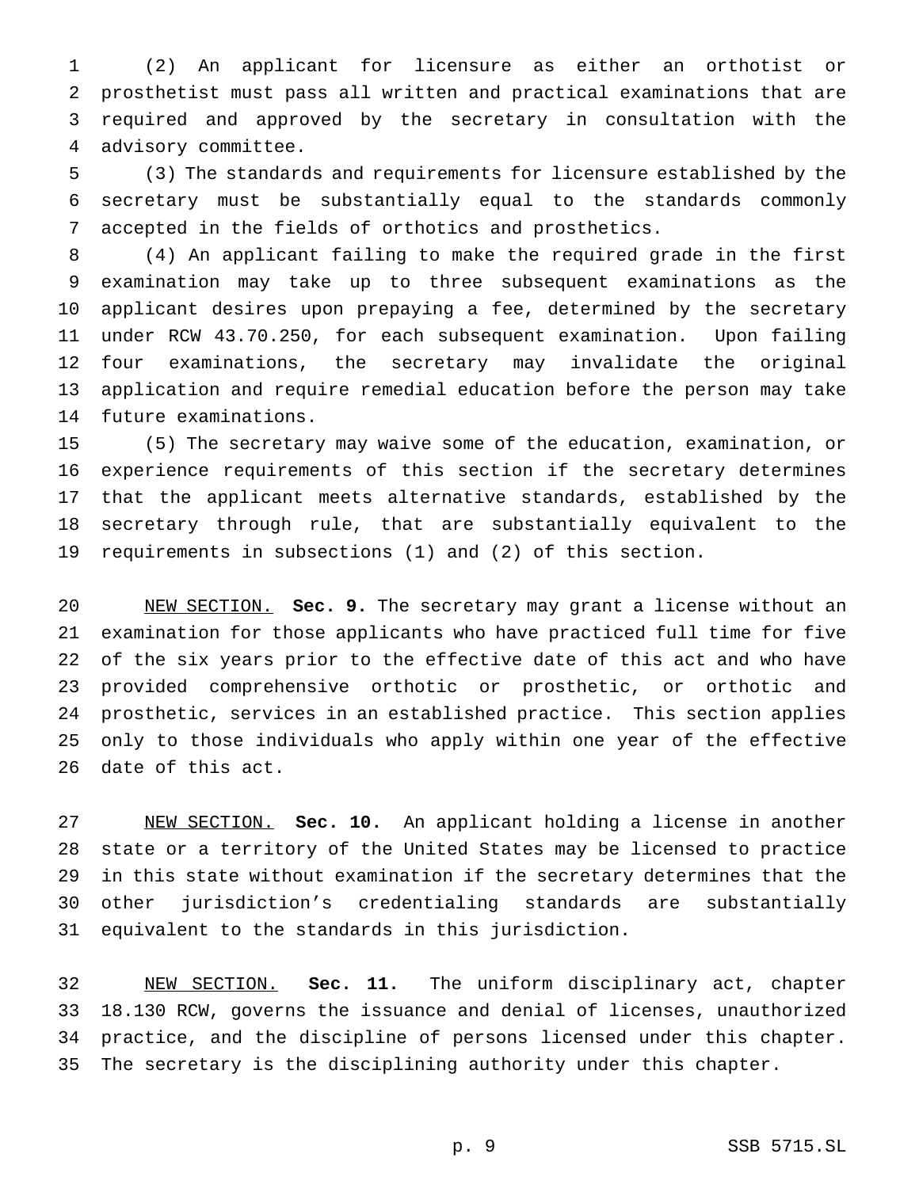(2) An applicant for licensure as either an orthotist or prosthetist must pass all written and practical examinations that are required and approved by the secretary in consultation with the advisory committee.

(3) The standards and requirements for licensure established by the secretary must be substantially equal to the standards commonly accepted in the fields of orthotics and prosthetics.

(4) An applicant failing to make the required grade in the first examination may take up to three subsequent examinations as the applicant desires upon prepaying a fee, determined by the secretary under RCW 43.70.250, for each subsequent examination. Upon failing four examinations, the secretary may invalidate the original application and require remedial education before the person may take future examinations.

(5) The secretary may waive some of the education, examination, or experience requirements of this section if the secretary determines that the applicant meets alternative standards, established by the secretary through rule, that are substantially equivalent to the requirements in subsections (1) and (2) of this section.

NEW SECTION. **Sec. 9.** The secretary may grant a license without an examination for those applicants who have practiced full time for five of the six years prior to the effective date of this act and who have provided comprehensive orthotic or prosthetic, or orthotic and prosthetic, services in an established practice. This section applies only to those individuals who apply within one year of the effective date of this act.

NEW SECTION. **Sec. 10.** An applicant holding a license in another state or a territory of the United States may be licensed to practice in this state without examination if the secretary determines that the other jurisdiction's credentialing standards are substantially equivalent to the standards in this jurisdiction.

NEW SECTION. **Sec. 11.** The uniform disciplinary act, chapter 18.130 RCW, governs the issuance and denial of licenses, unauthorized practice, and the discipline of persons licensed under this chapter. The secretary is the disciplining authority under this chapter.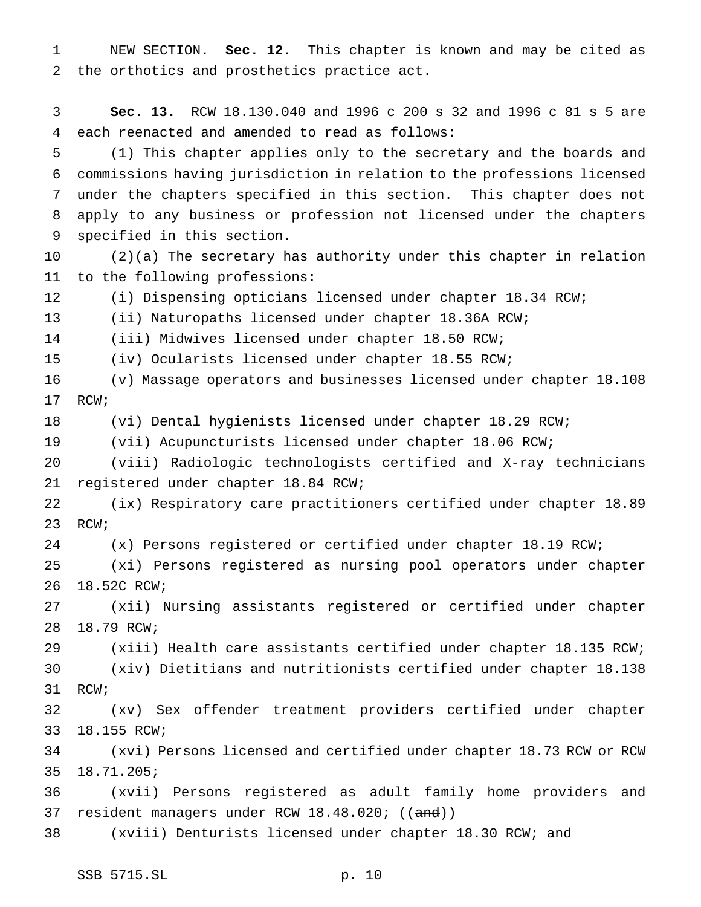NEW SECTION. **Sec. 12.** This chapter is known and may be cited as the orthotics and prosthetics practice act.

**Sec. 13.** RCW 18.130.040 and 1996 c 200 s 32 and 1996 c 81 s 5 are each reenacted and amended to read as follows:

(1) This chapter applies only to the secretary and the boards and commissions having jurisdiction in relation to the professions licensed under the chapters specified in this section. This chapter does not apply to any business or profession not licensed under the chapters specified in this section.

(2)(a) The secretary has authority under this chapter in relation to the following professions:

(i) Dispensing opticians licensed under chapter 18.34 RCW;

(ii) Naturopaths licensed under chapter 18.36A RCW;

(iii) Midwives licensed under chapter 18.50 RCW;

(iv) Ocularists licensed under chapter 18.55 RCW;

(v) Massage operators and businesses licensed under chapter 18.108 RCW;

(vi) Dental hygienists licensed under chapter 18.29 RCW;

(vii) Acupuncturists licensed under chapter 18.06 RCW;

(viii) Radiologic technologists certified and X-ray technicians registered under chapter 18.84 RCW;

(ix) Respiratory care practitioners certified under chapter 18.89 RCW;

(x) Persons registered or certified under chapter 18.19 RCW;

(xi) Persons registered as nursing pool operators under chapter 18.52C RCW;

(xii) Nursing assistants registered or certified under chapter 18.79 RCW;

(xiii) Health care assistants certified under chapter 18.135 RCW;

(xiv) Dietitians and nutritionists certified under chapter 18.138 RCW;

(xv) Sex offender treatment providers certified under chapter 18.155 RCW;

(xvi) Persons licensed and certified under chapter 18.73 RCW or RCW 18.71.205;

(xvii) Persons registered as adult family home providers and resident managers under RCW 18.48.020; ((~~and~~))

(xviii) Denturists licensed under chapter 18.30 RCW; and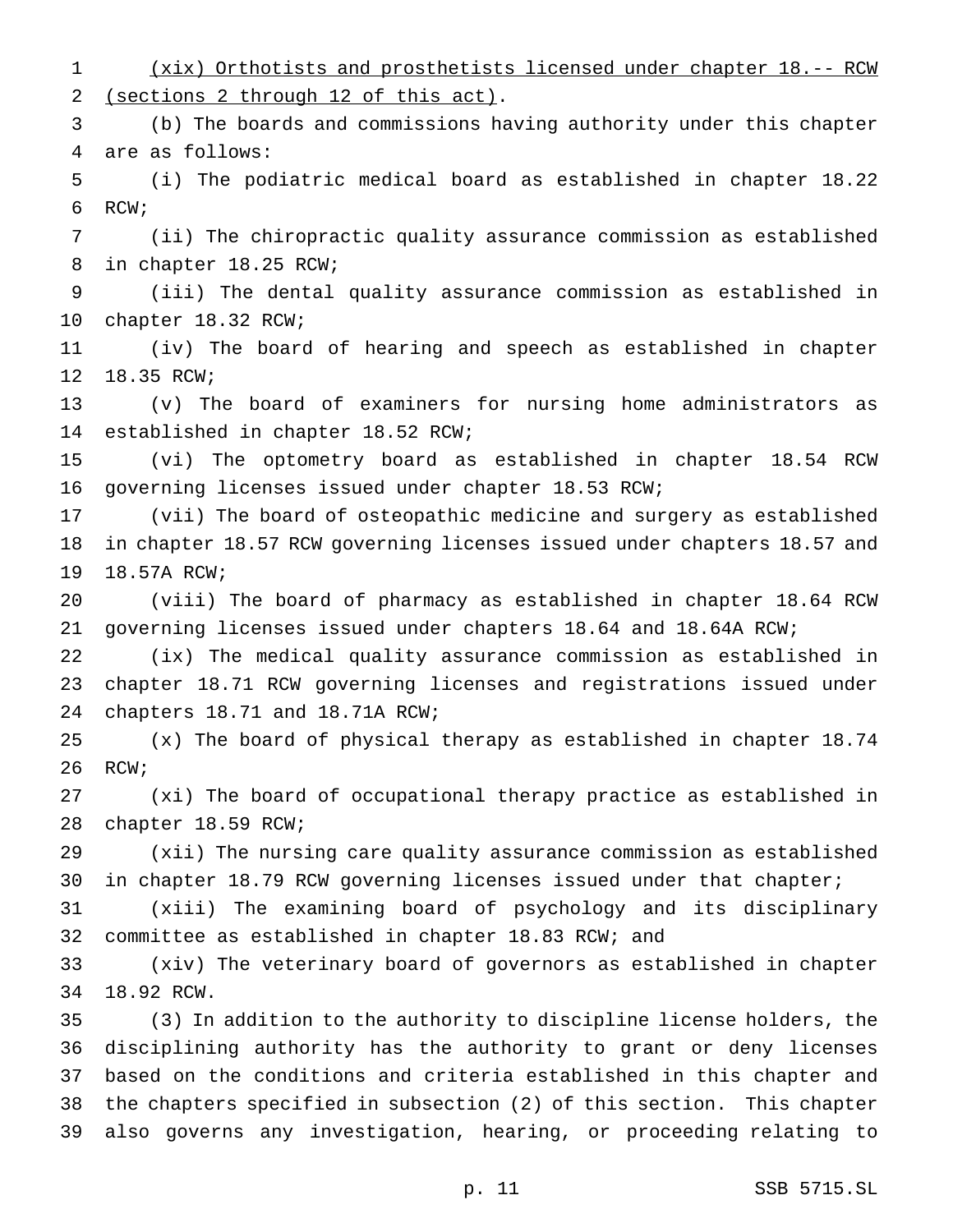(xix) Orthotists and prosthetists licensed under chapter 18.-- RCW (sections 2 through 12 of this act).

(b) The boards and commissions having authority under this chapter are as follows:

(i) The podiatric medical board as established in chapter 18.22 RCW;

(ii) The chiropractic quality assurance commission as established in chapter 18.25 RCW;

(iii) The dental quality assurance commission as established in chapter 18.32 RCW;

(iv) The board of hearing and speech as established in chapter 18.35 RCW;

(v) The board of examiners for nursing home administrators as established in chapter 18.52 RCW;

(vi) The optometry board as established in chapter 18.54 RCW governing licenses issued under chapter 18.53 RCW;

(vii) The board of osteopathic medicine and surgery as established in chapter 18.57 RCW governing licenses issued under chapters 18.57 and 18.57A RCW;

(viii) The board of pharmacy as established in chapter 18.64 RCW governing licenses issued under chapters 18.64 and 18.64A RCW;

(ix) The medical quality assurance commission as established in chapter 18.71 RCW governing licenses and registrations issued under chapters 18.71 and 18.71A RCW;

(x) The board of physical therapy as established in chapter 18.74 RCW;

(xi) The board of occupational therapy practice as established in chapter 18.59 RCW;

(xii) The nursing care quality assurance commission as established in chapter 18.79 RCW governing licenses issued under that chapter;

(xiii) The examining board of psychology and its disciplinary committee as established in chapter 18.83 RCW; and

(xiv) The veterinary board of governors as established in chapter 18.92 RCW.

(3) In addition to the authority to discipline license holders, the disciplining authority has the authority to grant or deny licenses based on the conditions and criteria established in this chapter and the chapters specified in subsection (2) of this section. This chapter also governs any investigation, hearing, or proceeding relating to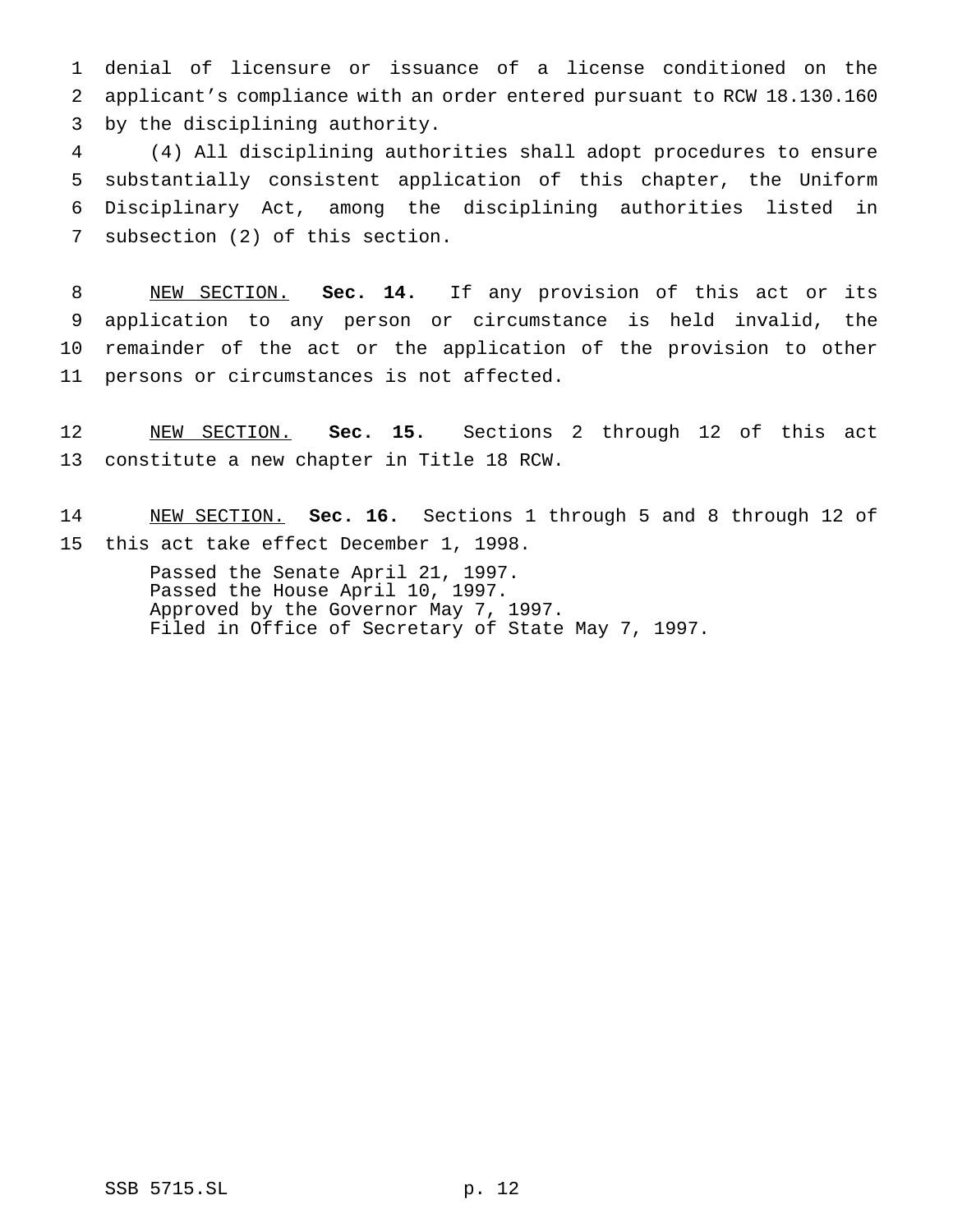denial of licensure or issuance of a license conditioned on the applicant's compliance with an order entered pursuant to RCW 18.130.160 by the disciplining authority.

(4) All disciplining authorities shall adopt procedures to ensure substantially consistent application of this chapter, the Uniform Disciplinary Act, among the disciplining authorities listed in subsection (2) of this section.

NEW SECTION. **Sec. 14.** If any provision of this act or its application to any person or circumstance is held invalid, the remainder of the act or the application of the provision to other persons or circumstances is not affected.

NEW SECTION. **Sec. 15.** Sections 2 through 12 of this act constitute a new chapter in Title 18 RCW.

NEW SECTION. **Sec. 16.** Sections 1 through 5 and 8 through 12 of this act take effect December 1, 1998.

Passed the Senate April 21, 1997.
Passed the House April 10, 1997.
Approved by the Governor May 7, 1997.
Filed in Office of Secretary of State May 7, 1997.